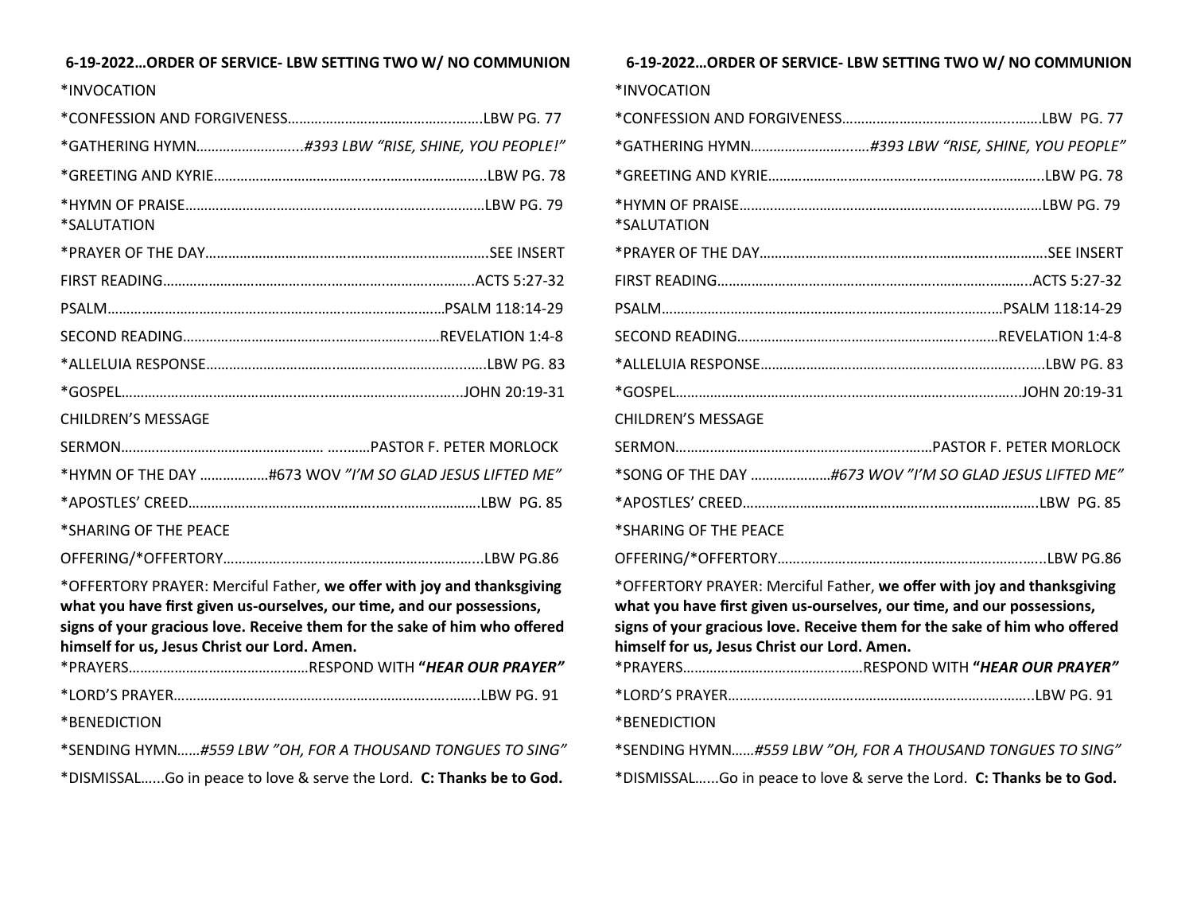## 6-19-2022…ORDER OF SERVICE- LBW SETTING TWO W/ NO COMMUNION

*INVOCATION

*CONFESSION AND FORGIVENESS……………………………………………LBW PG. 77

*GATHERING HYMN……………………….#393 LBW *"RISE, SHINE, YOU PEOPLE!"*

*GREETING AND KYRIE……………………………………………………………LBW PG. 78

*HYMN OF PRAISE………………………………………………………………………LBW PG. 79

*SALUTATION

*PRAYER OF THE DAY……………………………………………………………………SEE INSERT

FIRST READING……………………………………………………………………………ACTS 5:27-32

PSALM……………………………………………………………………………………PSALM 118:14-29

SECOND READING……………………………………………………………REVELATION 1:4-8

*ALLELUIA RESPONSE…………………………………………………………………LBW PG. 83

*GOSPEL………………………………………………………………………………JOHN 20:19-31

CHILDREN'S MESSAGE

SERMON…………………………………………… ………PASTOR F. PETER MORLOCK

*HYMN OF THE DAY ………………#673 WOV *"I'M SO GLAD JESUS LIFTED ME"*

*APOSTLES' CREED……………………………………………………………………LBW PG. 85

*SHARING OF THE PEACE

OFFERING/*OFFERTORY…………………………………………………………LBW PG.86

*OFFERTORY PRAYER: Merciful Father, **we offer with joy and thanksgiving what you have first given us-ourselves, our time, and our possessions, signs of your gracious love. Receive them for the sake of him who offered himself for us, Jesus Christ our Lord. Amen.**

*PRAYERS………………………………………RESPOND WITH ***"HEAR OUR PRAYER"***

*LORD'S PRAYER…………………………………………………………………………LBW PG. 91

*BENEDICTION

*SENDING HYMN……*#559 LBW "OH, FOR A THOUSAND TONGUES TO SING"*

*DISMISSAL…...Go in peace to love & serve the Lord. **C: Thanks be to God.**

## 6-19-2022…ORDER OF SERVICE- LBW SETTING TWO W/ NO COMMUNION

*INVOCATION

*CONFESSION AND FORGIVENESS……………………………………………LBW PG. 77

*GATHERING HYMN……………………….#393 LBW *"RISE, SHINE, YOU PEOPLE"*

*GREETING AND KYRIE……………………………………………………………LBW PG. 78

*HYMN OF PRAISE………………………………………………………………………LBW PG. 79

*SALUTATION

*PRAYER OF THE DAY……………………………………………………………………SEE INSERT

FIRST READING……………………………………………………………………………ACTS 5:27-32

PSALM……………………………………………………………………………………PSALM 118:14-29

SECOND READING……………………………………………………………REVELATION 1:4-8

*ALLELUIA RESPONSE…………………………………………………………………LBW PG. 83

*GOSPEL………………………………………………………………………………JOHN 20:19-31

CHILDREN'S MESSAGE

SERMON…………………………………………………………PASTOR F. PETER MORLOCK

*SONG OF THE DAY …………………*#673 WOV "I'M SO GLAD JESUS LIFTED ME"*

*APOSTLES' CREED……………………………………………………………………LBW PG. 85

*SHARING OF THE PEACE

OFFERING/*OFFERTORY…………………………………………………………LBW PG.86

*OFFERTORY PRAYER: Merciful Father, **we offer with joy and thanksgiving what you have first given us-ourselves, our time, and our possessions, signs of your gracious love. Receive them for the sake of him who offered himself for us, Jesus Christ our Lord. Amen.**

*PRAYERS………………………………………RESPOND WITH ***"HEAR OUR PRAYER"***

*LORD'S PRAYER…………………………………………………………………………LBW PG. 91

*BENEDICTION

*SENDING HYMN……*#559 LBW "OH, FOR A THOUSAND TONGUES TO SING"*

*DISMISSAL…...Go in peace to love & serve the Lord. **C: Thanks be to God.**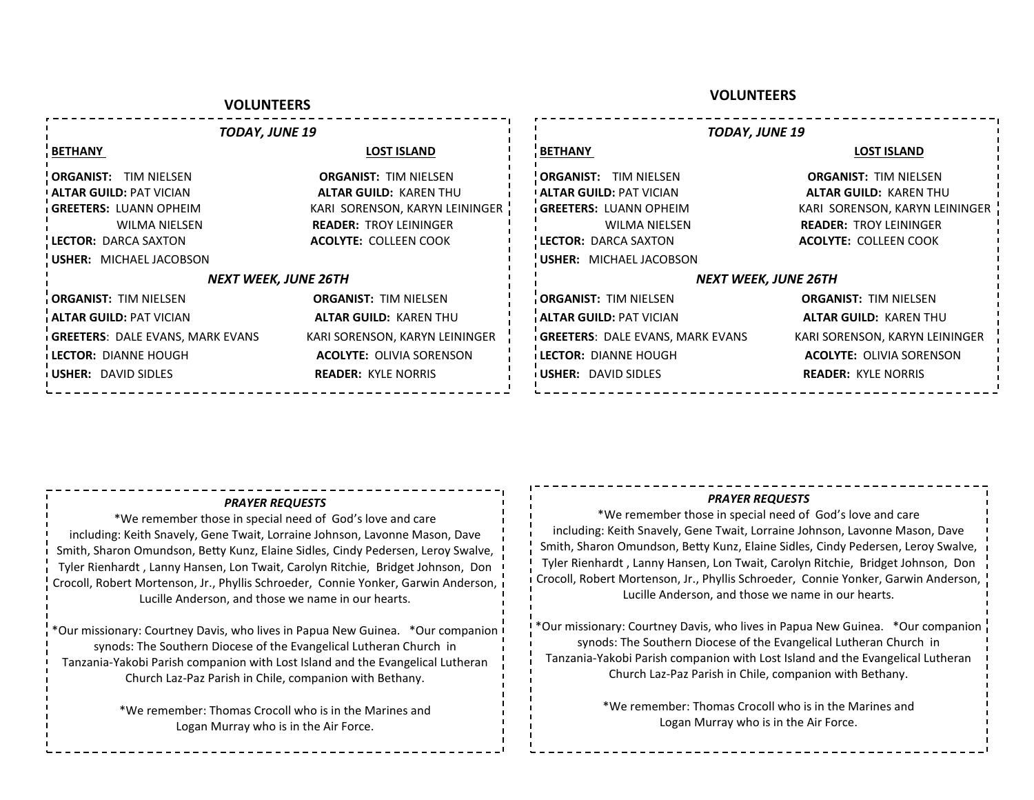## VOLUNTEERS

***TODAY, JUNE 19***

| BETHANY | LOST ISLAND |
|---|---|
| **ORGANIST:** TIM NIELSEN | **ORGANIST:** TIM NIELSEN |
| **ALTAR GUILD:** PAT VICIAN | **ALTAR GUILD:** KAREN THU |
| **GREETERS:** LUANN OPHEIM | KARI SORENSON, KARYN LEININGER |
| WILMA NIELSEN | **READER:** TROY LEININGER |
| **LECTOR:** DARCA SAXTON | **ACOLYTE:** COLLEEN COOK |
| **USHER:** MICHAEL JACOBSON | |

***NEXT WEEK, JUNE 26TH***

| | |
|---|---|
| **ORGANIST:** TIM NIELSEN | **ORGANIST:** TIM NIELSEN |
| **ALTAR GUILD:** PAT VICIAN | **ALTAR GUILD:** KAREN THU |
| **GREETERS**: DALE EVANS, MARK EVANS | KARI SORENSON, KARYN LEININGER |
| **LECTOR:** DIANNE HOUGH | **ACOLYTE:** OLIVIA SORENSON |
| **USHER:** DAVID SIDLES | **READER:** KYLE NORRIS |

## VOLUNTEERS

***TODAY, JUNE 19***

| BETHANY | LOST ISLAND |
|---|---|
| **ORGANIST:** TIM NIELSEN | **ORGANIST:** TIM NIELSEN |
| **ALTAR GUILD:** PAT VICIAN | **ALTAR GUILD:** KAREN THU |
| **GREETERS:** LUANN OPHEIM | KARI SORENSON, KARYN LEININGER |
| WILMA NIELSEN | **READER:** TROY LEININGER |
| **LECTOR:** DARCA SAXTON | **ACOLYTE:** COLLEEN COOK |
| **USHER:** MICHAEL JACOBSON | |

***NEXT WEEK, JUNE 26TH***

| | |
|---|---|
| **ORGANIST:** TIM NIELSEN | **ORGANIST:** TIM NIELSEN |
| **ALTAR GUILD:** PAT VICIAN | **ALTAR GUILD:** KAREN THU |
| **GREETERS**: DALE EVANS, MARK EVANS | KARI SORENSON, KARYN LEININGER |
| **LECTOR:** DIANNE HOUGH | **ACOLYTE:** OLIVIA SORENSON |
| **USHER:** DAVID SIDLES | **READER:** KYLE NORRIS |

***PRAYER REQUESTS***

*We remember those in special need of God's love and care including: Keith Snavely, Gene Twait, Lorraine Johnson, Lavonne Mason, Dave Smith, Sharon Omundson, Betty Kunz, Elaine Sidles, Cindy Pedersen, Leroy Swalve, Tyler Rienhardt , Lanny Hansen, Lon Twait, Carolyn Ritchie, Bridget Johnson, Don Crocoll, Robert Mortenson, Jr., Phyllis Schroeder, Connie Yonker, Garwin Anderson, Lucille Anderson, and those we name in our hearts.

*Our missionary: Courtney Davis, who lives in Papua New Guinea. *Our companion synods: The Southern Diocese of the Evangelical Lutheran Church in Tanzania-Yakobi Parish companion with Lost Island and the Evangelical Lutheran Church Laz-Paz Parish in Chile, companion with Bethany.

*We remember: Thomas Crocoll who is in the Marines and Logan Murray who is in the Air Force.

***PRAYER REQUESTS***

*We remember those in special need of God's love and care including: Keith Snavely, Gene Twait, Lorraine Johnson, Lavonne Mason, Dave Smith, Sharon Omundson, Betty Kunz, Elaine Sidles, Cindy Pedersen, Leroy Swalve, Tyler Rienhardt , Lanny Hansen, Lon Twait, Carolyn Ritchie, Bridget Johnson, Don Crocoll, Robert Mortenson, Jr., Phyllis Schroeder, Connie Yonker, Garwin Anderson, Lucille Anderson, and those we name in our hearts.

*Our missionary: Courtney Davis, who lives in Papua New Guinea. *Our companion synods: The Southern Diocese of the Evangelical Lutheran Church in Tanzania-Yakobi Parish companion with Lost Island and the Evangelical Lutheran Church Laz-Paz Parish in Chile, companion with Bethany.

*We remember: Thomas Crocoll who is in the Marines and Logan Murray who is in the Air Force.